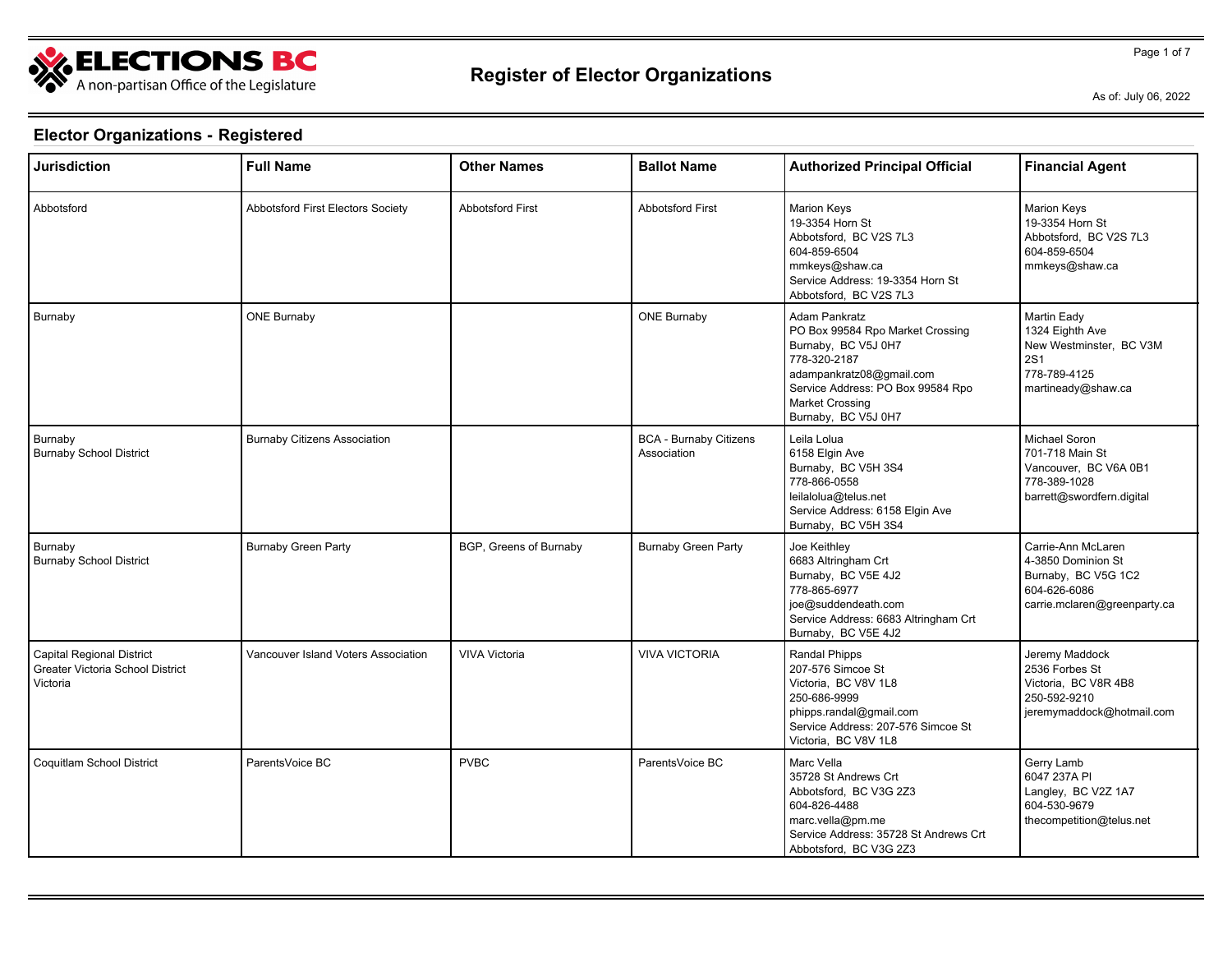# Register of Elector Organizations

As of: July 06, 2022

## Elector Organizations - Registered

| Jurisdiction | Full Name | Other Names | Ballot Name | Authorized Principal Official | Financial Agent |
|---|---|---|---|---|---|
| Abbotsford | Abbotsford First Electors Society | Abbotsford First | Abbotsford First | Marion Keys<br>19-3354 Horn St<br>Abbotsford, BC V2S 7L3<br>604-859-6504<br>mmkeys@shaw.ca<br>Service Address: 19-3354 Horn St<br>Abbotsford, BC V2S 7L3 | Marion Keys<br>19-3354 Horn St<br>Abbotsford, BC V2S 7L3<br>604-859-6504<br>mmkeys@shaw.ca |
| Burnaby | ONE Burnaby | | ONE Burnaby | Adam Pankratz<br>PO Box 99584 Rpo Market Crossing<br>Burnaby, BC V5J 0H7<br>778-320-2187<br>adampankratz08@gmail.com<br>Service Address: PO Box 99584 Rpo Market Crossing<br>Burnaby, BC V5J 0H7 | Martin Eady<br>1324 Eighth Ave<br>New Westminster, BC V3M 2S1<br>778-789-4125<br>martineady@shaw.ca |
| Burnaby<br>Burnaby School District | Burnaby Citizens Association | | BCA - Burnaby Citizens Association | Leila Lolua<br>6158 Elgin Ave<br>Burnaby, BC V5H 3S4<br>778-866-0558<br>leilalolua@telus.net<br>Service Address: 6158 Elgin Ave<br>Burnaby, BC V5H 3S4 | Michael Soron<br>701-718 Main St<br>Vancouver, BC V6A 0B1<br>778-389-1028<br>barrett@swordfern.digital |
| Burnaby<br>Burnaby School District | Burnaby Green Party | BGP, Greens of Burnaby | Burnaby Green Party | Joe Keithley<br>6683 Altringham Crt<br>Burnaby, BC V5E 4J2<br>778-865-6977<br>joe@suddendeath.com<br>Service Address: 6683 Altringham Crt<br>Burnaby, BC V5E 4J2 | Carrie-Ann McLaren<br>4-3850 Dominion St<br>Burnaby, BC V5G 1C2<br>604-626-6086<br>carrie.mclaren@greenparty.ca |
| Capital Regional District<br>Greater Victoria School District<br>Victoria | Vancouver Island Voters Association | VIVA Victoria | VIVA VICTORIA | Randal Phipps<br>207-576 Simcoe St<br>Victoria, BC V8V 1L8<br>250-686-9999<br>phipps.randal@gmail.com<br>Service Address: 207-576 Simcoe St<br>Victoria, BC V8V 1L8 | Jeremy Maddock<br>2536 Forbes St<br>Victoria, BC V8R 4B8<br>250-592-9210<br>jeremymaddock@hotmail.com |
| Coquitlam School District | ParentsVoice BC | PVBC | ParentsVoice BC | Marc Vella<br>35728 St Andrews Crt<br>Abbotsford, BC V3G 2Z3<br>604-826-4488<br>marc.vella@pm.me<br>Service Address: 35728 St Andrews Crt<br>Abbotsford, BC V3G 2Z3 | Gerry Lamb<br>6047 237A Pl<br>Langley, BC V2Z 1A7<br>604-530-9679<br>thecompetition@telus.net |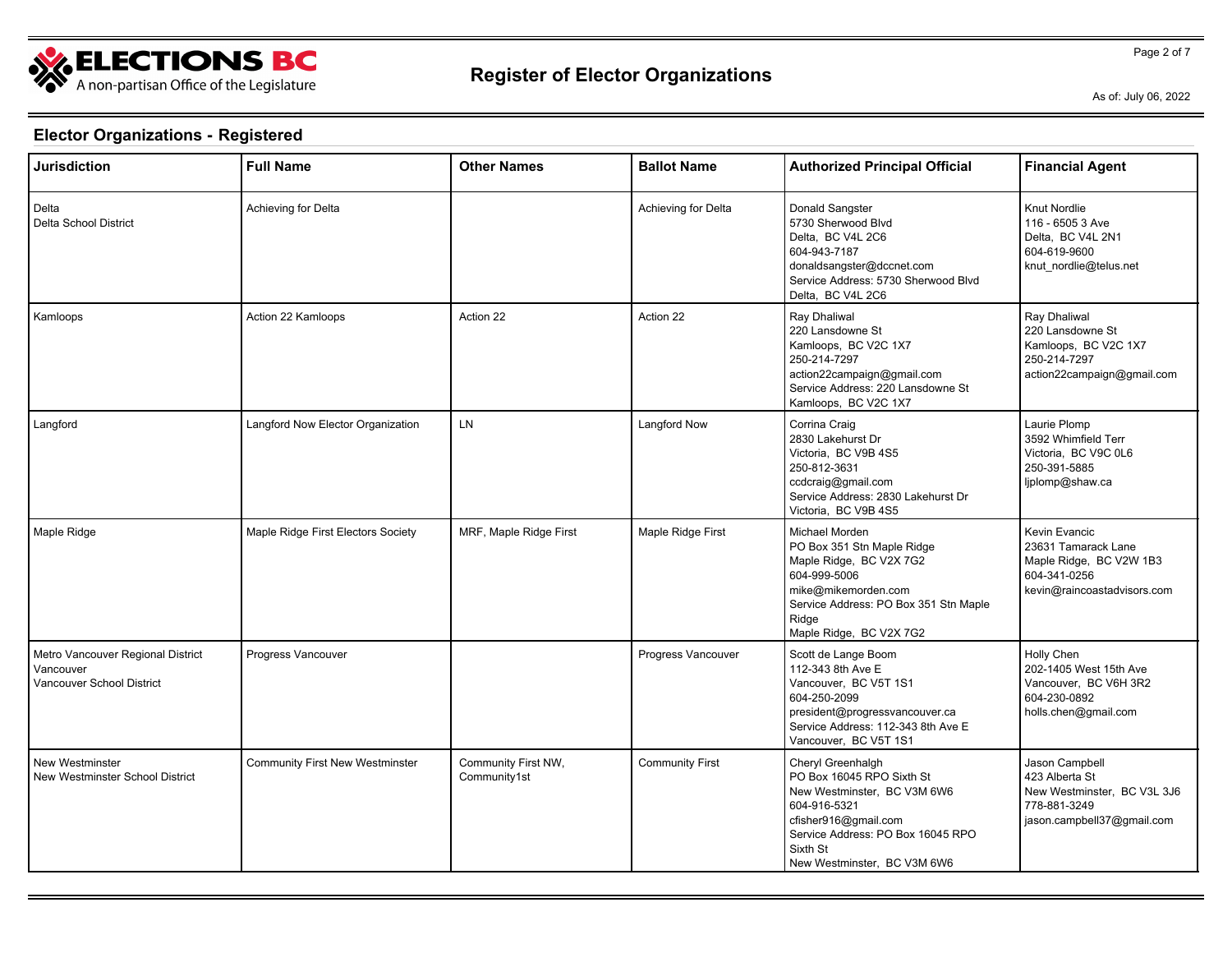## Elector Organizations - Registered

| Jurisdiction | Full Name | Other Names | Ballot Name | Authorized Principal Official | Financial Agent |
|---|---|---|---|---|---|
| Delta<br>Delta School District | Achieving for Delta | | Achieving for Delta | Donald Sangster<br>5730 Sherwood Blvd<br>Delta, BC V4L 2C6<br>604-943-7187<br>donaldsangster@dccnet.com<br>Service Address: 5730 Sherwood Blvd<br>Delta, BC V4L 2C6 | Knut Nordlie<br>116 - 6505 3 Ave<br>Delta, BC V4L 2N1<br>604-619-9600<br>knut_nordlie@telus.net |
| Kamloops | Action 22 Kamloops | Action 22 | Action 22 | Ray Dhaliwal<br>220 Lansdowne St<br>Kamloops, BC V2C 1X7<br>250-214-7297<br>action22campaign@gmail.com<br>Service Address: 220 Lansdowne St<br>Kamloops, BC V2C 1X7 | Ray Dhaliwal<br>220 Lansdowne St<br>Kamloops, BC V2C 1X7<br>250-214-7297<br>action22campaign@gmail.com |
| Langford | Langford Now Elector Organization | LN | Langford Now | Corrina Craig<br>2830 Lakehurst Dr<br>Victoria, BC V9B 4S5<br>250-812-3631<br>ccdcraig@gmail.com<br>Service Address: 2830 Lakehurst Dr<br>Victoria, BC V9B 4S5 | Laurie Plomp<br>3592 Whimfield Terr<br>Victoria, BC V9C 0L6<br>250-391-5885<br>ljplomp@shaw.ca |
| Maple Ridge | Maple Ridge First Electors Society | MRF, Maple Ridge First | Maple Ridge First | Michael Morden<br>PO Box 351 Stn Maple Ridge<br>Maple Ridge, BC V2X 7G2<br>604-999-5006<br>mike@mikemorden.com<br>Service Address: PO Box 351 Stn Maple Ridge<br>Maple Ridge, BC V2X 7G2 | Kevin Evancic<br>23631 Tamarack Lane<br>Maple Ridge, BC V2W 1B3<br>604-341-0256<br>kevin@raincoastadvisors.com |
| Metro Vancouver Regional District<br>Vancouver<br>Vancouver School District | Progress Vancouver | | Progress Vancouver | Scott de Lange Boom<br>112-343 8th Ave E<br>Vancouver, BC V5T 1S1<br>604-250-2099<br>president@progressvancouver.ca<br>Service Address: 112-343 8th Ave E<br>Vancouver, BC V5T 1S1 | Holly Chen<br>202-1405 West 15th Ave<br>Vancouver, BC V6H 3R2<br>604-230-0892<br>holls.chen@gmail.com |
| New Westminster<br>New Westminster School District | Community First New Westminster | Community First NW, Community1st | Community First | Cheryl Greenhalgh<br>PO Box 16045 RPO Sixth St<br>New Westminster, BC V3M 6W6<br>604-916-5321<br>cfisher916@gmail.com<br>Service Address: PO Box 16045 RPO Sixth St<br>New Westminster, BC V3M 6W6 | Jason Campbell<br>423 Alberta St<br>New Westminster, BC V3L 3J6<br>778-881-3249<br>jason.campbell37@gmail.com |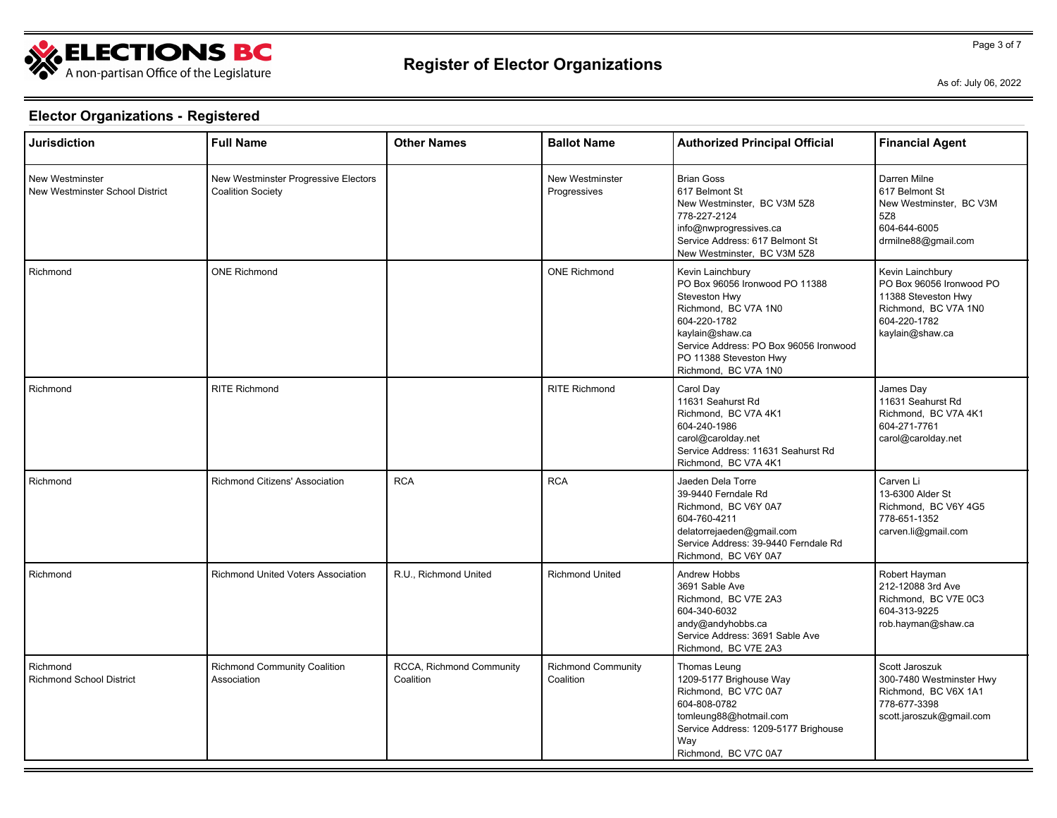# Register of Elector Organizations

As of: July 06, 2022

## Elector Organizations - Registered

| Jurisdiction | Full Name | Other Names | Ballot Name | Authorized Principal Official | Financial Agent |
|---|---|---|---|---|---|
| New Westminster<br>New Westminster School District | New Westminster Progressive Electors Coalition Society | | New Westminster Progressives | Brian Goss<br>617 Belmont St<br>New Westminster, BC V3M 5Z8<br>778-227-2124<br>info@nwprogressives.ca<br>Service Address: 617 Belmont St<br>New Westminster, BC V3M 5Z8 | Darren Milne<br>617 Belmont St<br>New Westminster, BC V3M 5Z8<br>604-644-6005<br>drmilne88@gmail.com |
| Richmond | ONE Richmond | | ONE Richmond | Kevin Lainchbury<br>PO Box 96056 Ironwood PO 11388 Steveston Hwy<br>Richmond, BC V7A 1N0<br>604-220-1782<br>kaylain@shaw.ca<br>Service Address: PO Box 96056 Ironwood PO 11388 Steveston Hwy<br>Richmond, BC V7A 1N0 | Kevin Lainchbury<br>PO Box 96056 Ironwood PO 11388 Steveston Hwy<br>Richmond, BC V7A 1N0<br>604-220-1782<br>kaylain@shaw.ca |
| Richmond | RITE Richmond | | RITE Richmond | Carol Day<br>11631 Seahurst Rd<br>Richmond, BC V7A 4K1<br>604-240-1986<br>carol@carolday.net<br>Service Address: 11631 Seahurst Rd<br>Richmond, BC V7A 4K1 | James Day<br>11631 Seahurst Rd<br>Richmond, BC V7A 4K1<br>604-271-7761<br>carol@carolday.net |
| Richmond | Richmond Citizens' Association | RCA | RCA | Jaeden Dela Torre<br>39-9440 Ferndale Rd<br>Richmond, BC V6Y 0A7<br>604-760-4211<br>delatorrejaeden@gmail.com<br>Service Address: 39-9440 Ferndale Rd<br>Richmond, BC V6Y 0A7 | Carven Li<br>13-6300 Alder St<br>Richmond, BC V6Y 4G5<br>778-651-1352<br>carven.li@gmail.com |
| Richmond | Richmond United Voters Association | R.U., Richmond United | Richmond United | Andrew Hobbs<br>3691 Sable Ave<br>Richmond, BC V7E 2A3<br>604-340-6032<br>andy@andyhobbs.ca<br>Service Address: 3691 Sable Ave<br>Richmond, BC V7E 2A3 | Robert Hayman<br>212-12088 3rd Ave<br>Richmond, BC V7E 0C3<br>604-313-9225<br>rob.hayman@shaw.ca |
| Richmond<br>Richmond School District | Richmond Community Coalition Association | RCCA, Richmond Community Coalition | Richmond Community Coalition | Thomas Leung<br>1209-5177 Brighouse Way<br>Richmond, BC V7C 0A7<br>604-808-0782<br>tomleung88@hotmail.com<br>Service Address: 1209-5177 Brighouse Way<br>Richmond, BC V7C 0A7 | Scott Jaroszuk<br>300-7480 Westminster Hwy<br>Richmond, BC V6X 1A1<br>778-677-3398<br>scott.jaroszuk@gmail.com |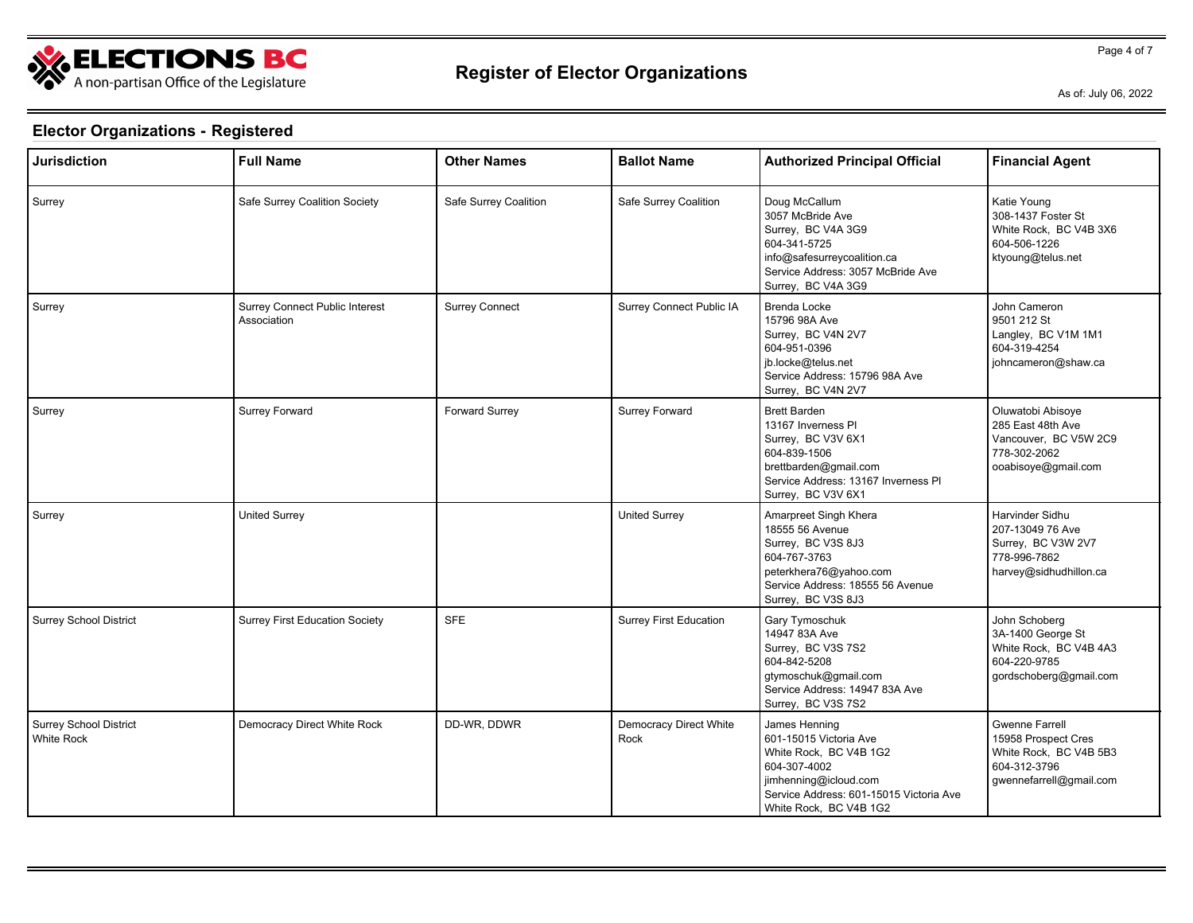## Register of Elector Organizations

As of: July 06, 2022

### Elector Organizations - Registered

| Jurisdiction | Full Name | Other Names | Ballot Name | Authorized Principal Official | Financial Agent |
|---|---|---|---|---|---|
| Surrey | Safe Surrey Coalition Society | Safe Surrey Coalition | Safe Surrey Coalition | Doug McCallum<br>3057 McBride Ave<br>Surrey, BC V4A 3G9<br>604-341-5725<br>info@safesurreycoalition.ca<br>Service Address: 3057 McBride Ave<br>Surrey, BC V4A 3G9 | Katie Young<br>308-1437 Foster St<br>White Rock, BC V4B 3X6<br>604-506-1226<br>ktyoung@telus.net |
| Surrey | Surrey Connect Public Interest Association | Surrey Connect | Surrey Connect Public IA | Brenda Locke<br>15796 98A Ave<br>Surrey, BC V4N 2V7<br>604-951-0396<br>jb.locke@telus.net<br>Service Address: 15796 98A Ave<br>Surrey, BC V4N 2V7 | John Cameron<br>9501 212 St<br>Langley, BC V1M 1M1<br>604-319-4254<br>johncameron@shaw.ca |
| Surrey | Surrey Forward | Forward Surrey | Surrey Forward | Brett Barden<br>13167 Inverness Pl<br>Surrey, BC V3V 6X1<br>604-839-1506<br>brettbarden@gmail.com<br>Service Address: 13167 Inverness Pl<br>Surrey, BC V3V 6X1 | Oluwatobi Abisoye<br>285 East 48th Ave<br>Vancouver, BC V5W 2C9<br>778-302-2062<br>ooabisoye@gmail.com |
| Surrey | United Surrey | | United Surrey | Amarpreet Singh Khera<br>18555 56 Avenue<br>Surrey, BC V3S 8J3<br>604-767-3763<br>peterkhera76@yahoo.com<br>Service Address: 18555 56 Avenue<br>Surrey, BC V3S 8J3 | Harvinder Sidhu<br>207-13049 76 Ave<br>Surrey, BC V3W 2V7<br>778-996-7862<br>harvey@sidhudhillon.ca |
| Surrey School District | Surrey First Education Society | SFE | Surrey First Education | Gary Tymoschuk<br>14947 83A Ave<br>Surrey, BC V3S 7S2<br>604-842-5208<br>gtymoschuk@gmail.com<br>Service Address: 14947 83A Ave<br>Surrey, BC V3S 7S2 | John Schoberg<br>3A-1400 George St<br>White Rock, BC V4B 4A3<br>604-220-9785<br>gordschoberg@gmail.com |
| Surrey School District<br>White Rock | Democracy Direct White Rock | DD-WR, DDWR | Democracy Direct White Rock | James Henning<br>601-15015 Victoria Ave<br>White Rock, BC V4B 1G2<br>604-307-4002<br>jimhenning@icloud.com<br>Service Address: 601-15015 Victoria Ave<br>White Rock, BC V4B 1G2 | Gwenne Farrell<br>15958 Prospect Cres<br>White Rock, BC V4B 5B3<br>604-312-3796<br>gwennefarrell@gmail.com |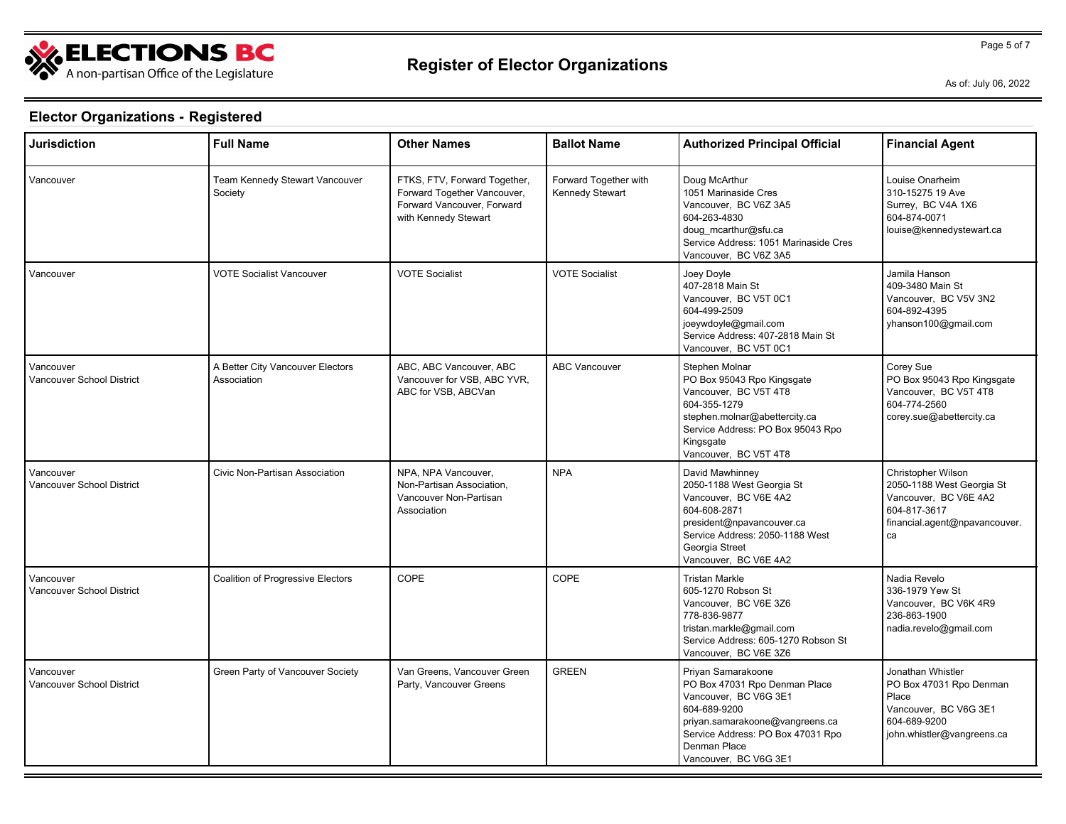# Register of Elector Organizations

As of: July 06, 2022

## Elector Organizations - Registered

| Jurisdiction | Full Name | Other Names | Ballot Name | Authorized Principal Official | Financial Agent |
|---|---|---|---|---|---|
| Vancouver | Team Kennedy Stewart Vancouver Society | FTKS, FTV, Forward Together, Forward Together Vancouver, Forward Vancouver, Forward with Kennedy Stewart | Forward Together with Kennedy Stewart | Doug McArthur<br>1051 Marinaside Cres<br>Vancouver, BC V6Z 3A5<br>604-263-4830<br>doug_mcarthur@sfu.ca<br>Service Address: 1051 Marinaside Cres Vancouver, BC V6Z 3A5 | Louise Onarheim<br>310-15275 19 Ave<br>Surrey, BC V4A 1X6<br>604-874-0071<br>louise@kennedystewart.ca |
| Vancouver | VOTE Socialist Vancouver | VOTE Socialist | VOTE Socialist | Joey Doyle<br>407-2818 Main St<br>Vancouver, BC V5T 0C1<br>604-499-2509<br>joeywdoyle@gmail.com<br>Service Address: 407-2818 Main St Vancouver, BC V5T 0C1 | Jamila Hanson<br>409-3480 Main St<br>Vancouver, BC V5V 3N2<br>604-892-4395<br>yhanson100@gmail.com |
| Vancouver<br>Vancouver School District | A Better City Vancouver Electors Association | ABC, ABC Vancouver, ABC Vancouver for VSB, ABC YVR, ABC for VSB, ABCVan | ABC Vancouver | Stephen Molnar<br>PO Box 95043 Rpo Kingsgate<br>Vancouver, BC V5T 4T8<br>604-355-1279<br>stephen.molnar@abettercity.ca<br>Service Address: PO Box 95043 Rpo Kingsgate<br>Vancouver, BC V5T 4T8 | Corey Sue<br>PO Box 95043 Rpo Kingsgate<br>Vancouver, BC V5T 4T8<br>604-774-2560<br>corey.sue@abettercity.ca |
| Vancouver<br>Vancouver School District | Civic Non-Partisan Association | NPA, NPA Vancouver, Non-Partisan Association, Vancouver Non-Partisan Association | NPA | David Mawhinney<br>2050-1188 West Georgia St<br>Vancouver, BC V6E 4A2<br>604-608-2871<br>president@npavancouver.ca<br>Service Address: 2050-1188 West Georgia Street<br>Vancouver, BC V6E 4A2 | Christopher Wilson<br>2050-1188 West Georgia St<br>Vancouver, BC V6E 4A2<br>604-817-3617<br>financial.agent@npavancouver.ca |
| Vancouver<br>Vancouver School District | Coalition of Progressive Electors | COPE | COPE | Tristan Markle<br>605-1270 Robson St<br>Vancouver, BC V6E 3Z6<br>778-836-9877<br>tristan.markle@gmail.com<br>Service Address: 605-1270 Robson St Vancouver, BC V6E 3Z6 | Nadia Revelo<br>336-1979 Yew St<br>Vancouver, BC V6K 4R9<br>236-863-1900<br>nadia.revelo@gmail.com |
| Vancouver<br>Vancouver School District | Green Party of Vancouver Society | Van Greens, Vancouver Green Party, Vancouver Greens | GREEN | Priyan Samarakoone<br>PO Box 47031 Rpo Denman Place<br>Vancouver, BC V6G 3E1<br>604-689-9200<br>priyan.samarakoone@vangreens.ca<br>Service Address: PO Box 47031 Rpo Denman Place<br>Vancouver, BC V6G 3E1 | Jonathan Whistler<br>PO Box 47031 Rpo Denman Place<br>Vancouver, BC V6G 3E1<br>604-689-9200<br>john.whistler@vangreens.ca |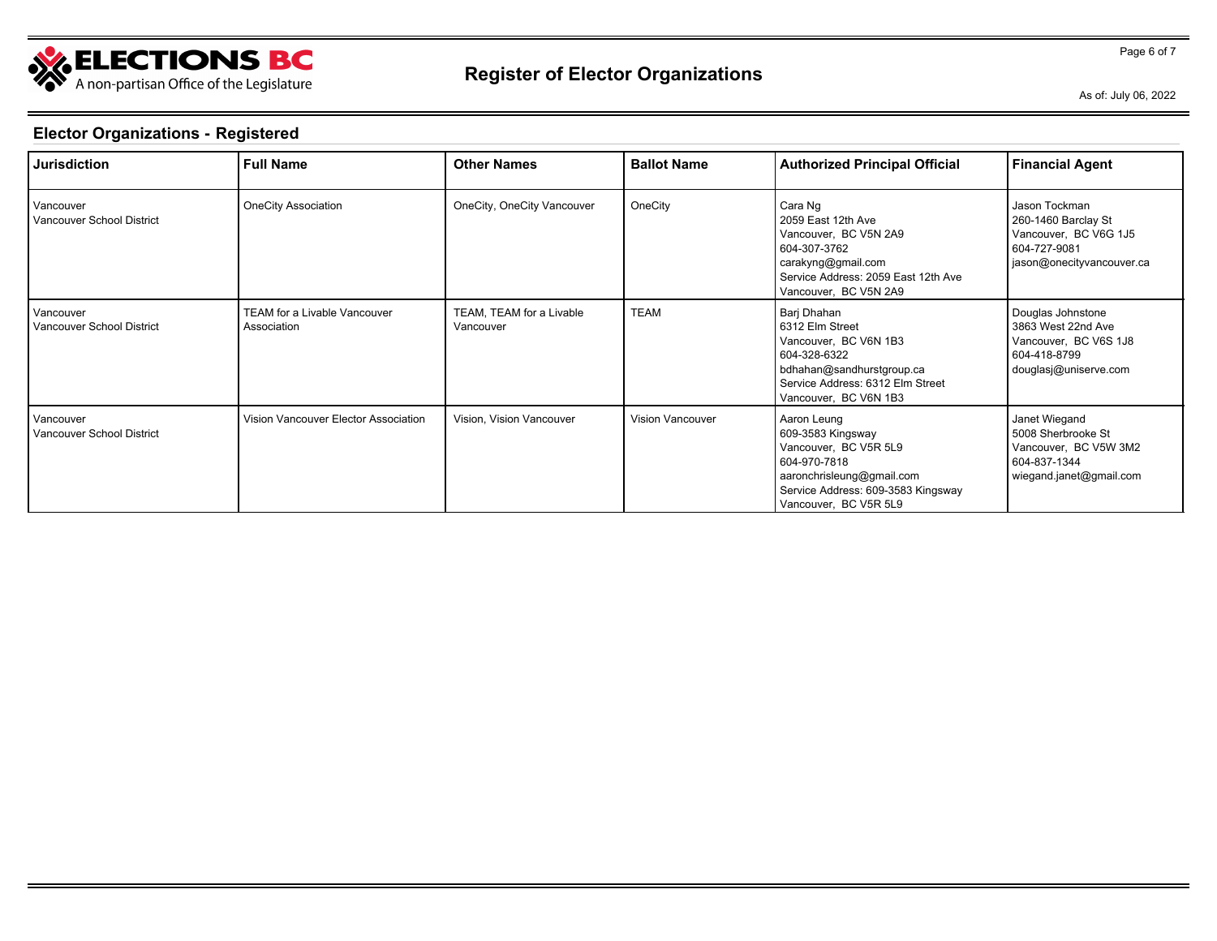## Elector Organizations - Registered

| Jurisdiction | Full Name | Other Names | Ballot Name | Authorized Principal Official | Financial Agent |
|---|---|---|---|---|---|
| Vancouver<br>Vancouver School District | OneCity Association | OneCity, OneCity Vancouver | OneCity | Cara Ng<br>2059 East 12th Ave<br>Vancouver, BC V5N 2A9<br>604-307-3762<br>carakyng@gmail.com<br>Service Address: 2059 East 12th Ave<br>Vancouver, BC V5N 2A9 | Jason Tockman<br>260-1460 Barclay St<br>Vancouver, BC V6G 1J5<br>604-727-9081<br>jason@onecityvancouver.ca |
| Vancouver<br>Vancouver School District | TEAM for a Livable Vancouver Association | TEAM, TEAM for a Livable Vancouver | TEAM | Barj Dhahan<br>6312 Elm Street<br>Vancouver, BC V6N 1B3<br>604-328-6322<br>bdhahan@sandhurstgroup.ca<br>Service Address: 6312 Elm Street<br>Vancouver, BC V6N 1B3 | Douglas Johnstone<br>3863 West 22nd Ave<br>Vancouver, BC V6S 1J8<br>604-418-8799<br>douglasj@uniserve.com |
| Vancouver<br>Vancouver School District | Vision Vancouver Elector Association | Vision, Vision Vancouver | Vision Vancouver | Aaron Leung<br>609-3583 Kingsway<br>Vancouver, BC V5R 5L9<br>604-970-7818<br>aaronchrisleung@gmail.com<br>Service Address: 609-3583 Kingsway<br>Vancouver, BC V5R 5L9 | Janet Wiegand<br>5008 Sherbrooke St<br>Vancouver, BC V5W 3M2<br>604-837-1344<br>wiegand.janet@gmail.com |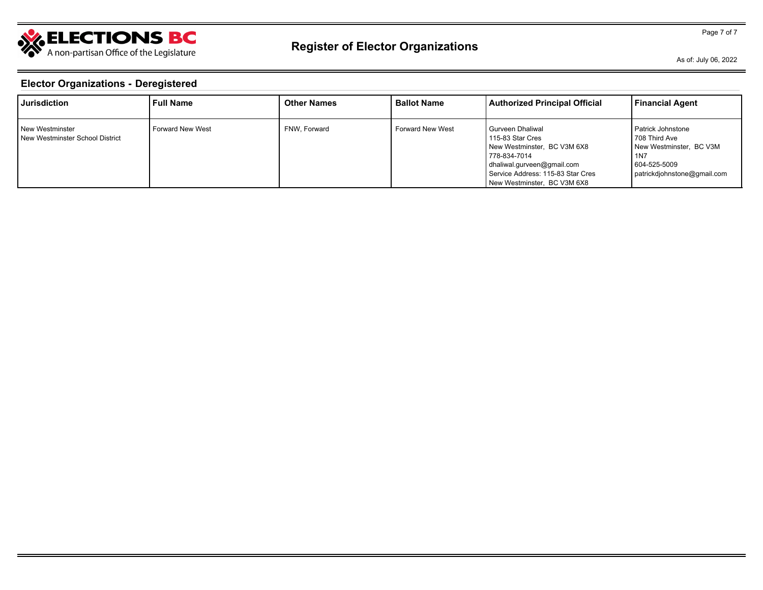## Elector Organizations - Deregistered

| Jurisdiction | Full Name | Other Names | Ballot Name | Authorized Principal Official | Financial Agent |
|---|---|---|---|---|---|
| New Westminster<br>New Westminster School District | Forward New West | FNW, Forward | Forward New West | Gurveen Dhaliwal<br>115-83 Star Cres<br>New Westminster, BC V3M 6X8<br>778-834-7014<br>dhaliwal.gurveen@gmail.com<br>Service Address: 115-83 Star Cres<br>New Westminster, BC V3M 6X8 | Patrick Johnstone<br>708 Third Ave<br>New Westminster, BC V3M 1N7<br>604-525-5009<br>patrickdjohnstone@gmail.com |